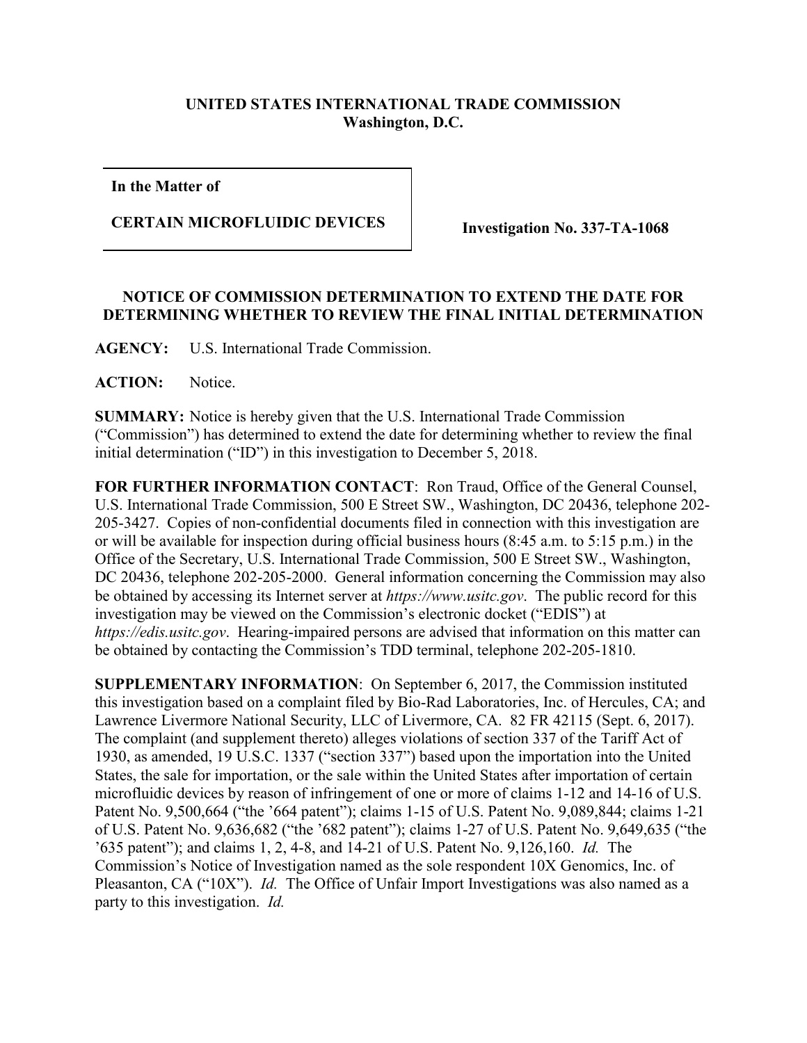**UNITED STATES INTERNATIONAL TRADE COMMISSION**
**Washington, D.C.**

| **In the Matter of** <br><br> **CERTAIN MICROFLUIDIC DEVICES** | **Investigation No. 337-TA-1068** |
|---|---|

## NOTICE OF COMMISSION DETERMINATION TO EXTEND THE DATE FOR DETERMINING WHETHER TO REVIEW THE FINAL INITIAL DETERMINATION

**AGENCY:** U.S. International Trade Commission.

**ACTION:** Notice.

**SUMMARY:** Notice is hereby given that the U.S. International Trade Commission ("Commission") has determined to extend the date for determining whether to review the final initial determination ("ID") in this investigation to December 5, 2018.

**FOR FURTHER INFORMATION CONTACT**: Ron Traud, Office of the General Counsel, U.S. International Trade Commission, 500 E Street SW., Washington, DC 20436, telephone 202-205-3427. Copies of non-confidential documents filed in connection with this investigation are or will be available for inspection during official business hours (8:45 a.m. to 5:15 p.m.) in the Office of the Secretary, U.S. International Trade Commission, 500 E Street SW., Washington, DC 20436, telephone 202-205-2000. General information concerning the Commission may also be obtained by accessing its Internet server at *https://www.usitc.gov*. The public record for this investigation may be viewed on the Commission's electronic docket ("EDIS") at *https://edis.usitc.gov*. Hearing-impaired persons are advised that information on this matter can be obtained by contacting the Commission's TDD terminal, telephone 202-205-1810.

**SUPPLEMENTARY INFORMATION**: On September 6, 2017, the Commission instituted this investigation based on a complaint filed by Bio-Rad Laboratories, Inc. of Hercules, CA; and Lawrence Livermore National Security, LLC of Livermore, CA. 82 FR 42115 (Sept. 6, 2017). The complaint (and supplement thereto) alleges violations of section 337 of the Tariff Act of 1930, as amended, 19 U.S.C. 1337 ("section 337") based upon the importation into the United States, the sale for importation, or the sale within the United States after importation of certain microfluidic devices by reason of infringement of one or more of claims 1-12 and 14-16 of U.S. Patent No. 9,500,664 ("the '664 patent"); claims 1-15 of U.S. Patent No. 9,089,844; claims 1-21 of U.S. Patent No. 9,636,682 ("the '682 patent"); claims 1-27 of U.S. Patent No. 9,649,635 ("the '635 patent"); and claims 1, 2, 4-8, and 14-21 of U.S. Patent No. 9,126,160. *Id.* The Commission's Notice of Investigation named as the sole respondent 10X Genomics, Inc. of Pleasanton, CA ("10X"). *Id.* The Office of Unfair Import Investigations was also named as a party to this investigation. *Id.*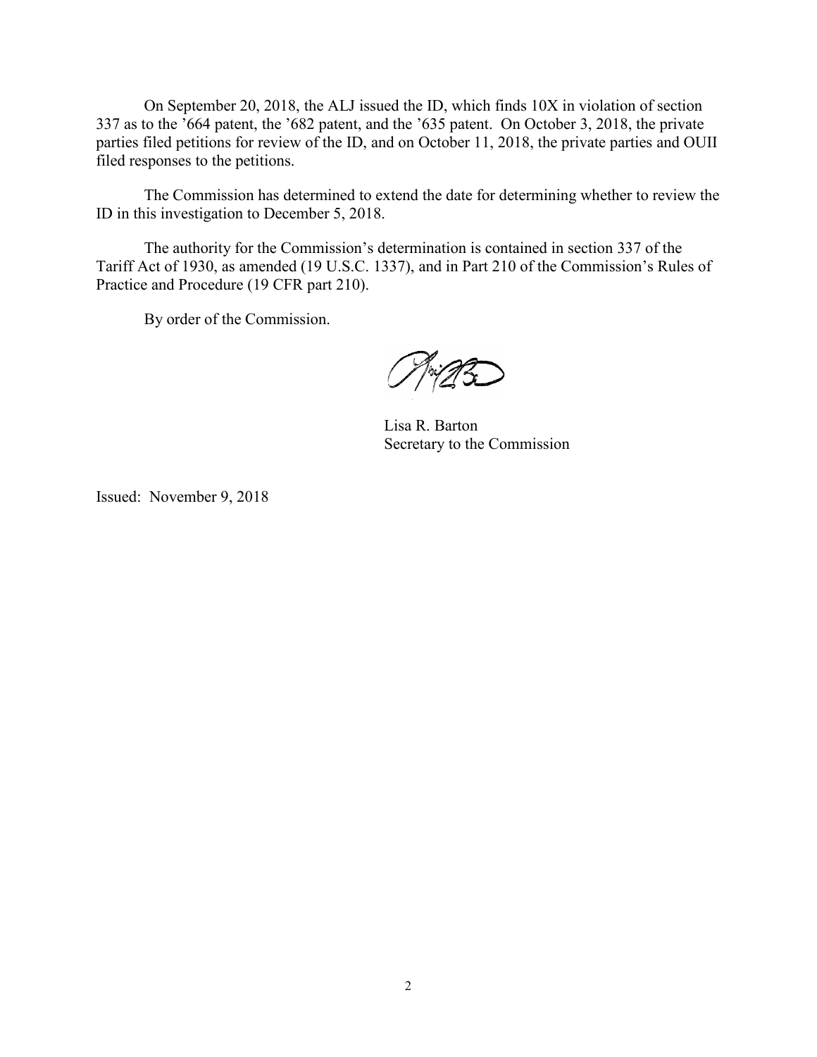On September 20, 2018, the ALJ issued the ID, which finds 10X in violation of section 337 as to the '664 patent, the '682 patent, and the '635 patent. On October 3, 2018, the private parties filed petitions for review of the ID, and on October 11, 2018, the private parties and OUII filed responses to the petitions.

The Commission has determined to extend the date for determining whether to review the ID in this investigation to December 5, 2018.

The authority for the Commission's determination is contained in section 337 of the Tariff Act of 1930, as amended (19 U.S.C. 1337), and in Part 210 of the Commission's Rules of Practice and Procedure (19 CFR part 210).

By order of the Commission.

Lisa R. Barton
Secretary to the Commission

Issued: November 9, 2018